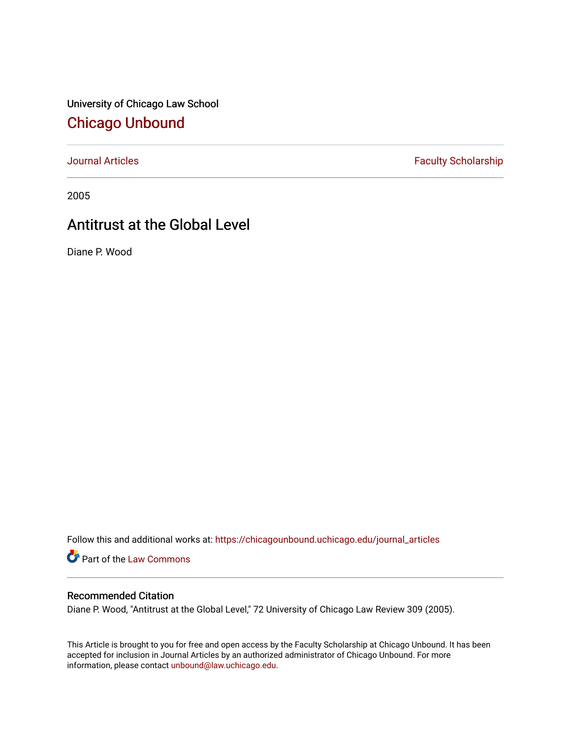University of Chicago Law School

# Chicago Unbound

Journal Articles | Faculty Scholarship

2005

## Antitrust at the Global Level

Diane P. Wood

Follow this and additional works at: https://chicagounbound.uchicago.edu/journal_articles

Part of the Law Commons

### Recommended Citation

Diane P. Wood, "Antitrust at the Global Level," 72 University of Chicago Law Review 309 (2005).

This Article is brought to you for free and open access by the Faculty Scholarship at Chicago Unbound. It has been accepted for inclusion in Journal Articles by an authorized administrator of Chicago Unbound. For more information, please contact unbound@law.uchicago.edu.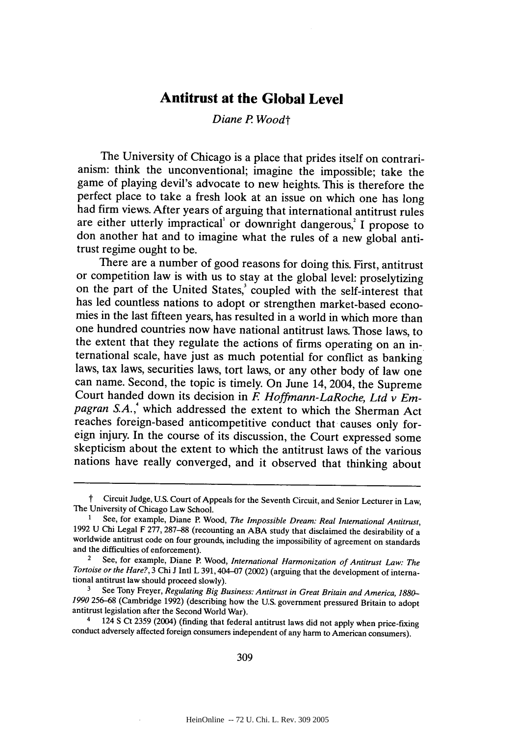# Antitrust at the Global Level

*Diane P. Wood*†

The University of Chicago is a place that prides itself on contrarianism: think the unconventional; imagine the impossible; take the game of playing devil's advocate to new heights. This is therefore the perfect place to take a fresh look at an issue on which one has long had firm views. After years of arguing that international antitrust rules are either utterly impractical[1] or downright dangerous,[2] I propose to don another hat and to imagine what the rules of a new global antitrust regime ought to be.

There are a number of good reasons for doing this. First, antitrust or competition law is with us to stay at the global level: proselytizing on the part of the United States,[3] coupled with the self-interest that has led countless nations to adopt or strengthen market-based economies in the last fifteen years, has resulted in a world in which more than one hundred countries now have national antitrust laws. Those laws, to the extent that they regulate the actions of firms operating on an international scale, have just as much potential for conflict as banking laws, tax laws, securities laws, tort laws, or any other body of law one can name. Second, the topic is timely. On June 14, 2004, the Supreme Court handed down its decision in *F. Hoffmann-LaRoche, Ltd v Empagran S.A.*,[4] which addressed the extent to which the Sherman Act reaches foreign-based anticompetitive conduct that causes only foreign injury. In the course of its discussion, the Court expressed some skepticism about the extent to which the antitrust laws of the various nations have really converged, and it observed that thinking about

---

† Circuit Judge, U.S. Court of Appeals for the Seventh Circuit, and Senior Lecturer in Law, The University of Chicago Law School.

1 See, for example, Diane P. Wood, *The Impossible Dream: Real International Antitrust*, 1992 U Chi Legal F 277, 287–88 (recounting an ABA study that disclaimed the desirability of a worldwide antitrust code on four grounds, including the impossibility of agreement on standards and the difficulties of enforcement).

2 See, for example, Diane P. Wood, *International Harmonization of Antitrust Law: The Tortoise or the Hare?*, 3 Chi J Intl L 391, 404–07 (2002) (arguing that the development of international antitrust law should proceed slowly).

3 See Tony Freyer, *Regulating Big Business: Antitrust in Great Britain and America, 1880–1990* 256–68 (Cambridge 1992) (describing how the U.S. government pressured Britain to adopt antitrust legislation after the Second World War).

4 124 S Ct 2359 (2004) (finding that federal antitrust laws did not apply when price-fixing conduct adversely affected foreign consumers independent of any harm to American consumers).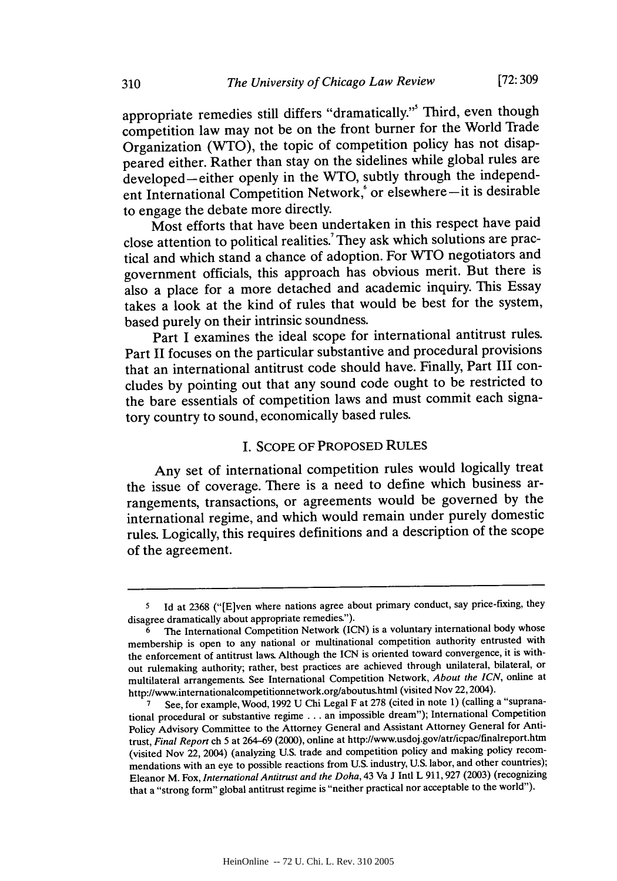appropriate remedies still differs "dramatically."[5] Third, even though competition law may not be on the front burner for the World Trade Organization (WTO), the topic of competition policy has not disappeared either. Rather than stay on the sidelines while global rules are developed—either openly in the WTO, subtly through the independent International Competition Network,[6] or elsewhere—it is desirable to engage the debate more directly.

Most efforts that have been undertaken in this respect have paid close attention to political realities.[7] They ask which solutions are practical and which stand a chance of adoption. For WTO negotiators and government officials, this approach has obvious merit. But there is also a place for a more detached and academic inquiry. This Essay takes a look at the kind of rules that would be best for the system, based purely on their intrinsic soundness.

Part I examines the ideal scope for international antitrust rules. Part II focuses on the particular substantive and procedural provisions that an international antitrust code should have. Finally, Part III concludes by pointing out that any sound code ought to be restricted to the bare essentials of competition laws and must commit each signatory country to sound, economically based rules.

## I. SCOPE OF PROPOSED RULES

Any set of international competition rules would logically treat the issue of coverage. There is a need to define which business arrangements, transactions, or agreements would be governed by the international regime, and which would remain under purely domestic rules. Logically, this requires definitions and a description of the scope of the agreement.

---

5 Id at 2368 ("[E]ven where nations agree about primary conduct, say price-fixing, they disagree dramatically about appropriate remedies.").

6 The International Competition Network (ICN) is a voluntary international body whose membership is open to any national or multinational competition authority entrusted with the enforcement of antitrust laws. Although the ICN is oriented toward convergence, it is without rulemaking authority; rather, best practices are achieved through unilateral, bilateral, or multilateral arrangements. See International Competition Network, *About the ICN*, online at http://www.internationalcompetitionnetwork.org/aboutus.html (visited Nov 22, 2004).

7 See, for example, Wood, 1992 U Chi Legal F at 278 (cited in note 1) (calling a "supranational procedural or substantive regime . . . an impossible dream"); International Competition Policy Advisory Committee to the Attorney General and Assistant Attorney General for Antitrust, *Final Report* ch 5 at 264–69 (2000), online at http://www.usdoj.gov/atr/icpac/finalreport.htm (visited Nov 22, 2004) (analyzing U.S. trade and competition policy and making policy recommendations with an eye to possible reactions from U.S. industry, U.S. labor, and other countries); Eleanor M. Fox, *International Antitrust and the Doha*, 43 Va J Intl L 911, 927 (2003) (recognizing that a "strong form" global antitrust regime is "neither practical nor acceptable to the world").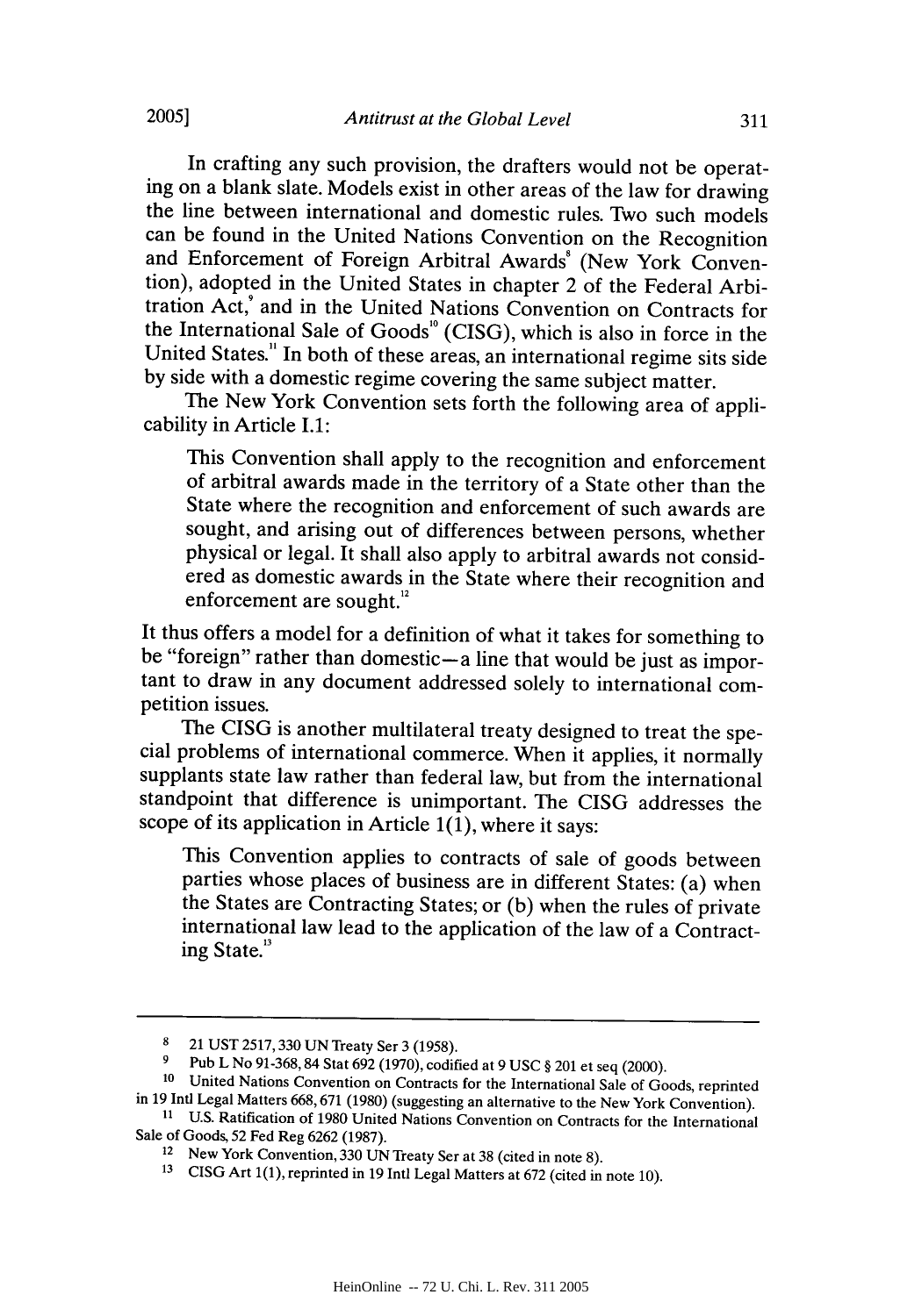In crafting any such provision, the drafters would not be operating on a blank slate. Models exist in other areas of the law for drawing the line between international and domestic rules. Two such models can be found in the United Nations Convention on the Recognition and Enforcement of Foreign Arbitral Awards[8] (New York Convention), adopted in the United States in chapter 2 of the Federal Arbitration Act,[9] and in the United Nations Convention on Contracts for the International Sale of Goods[10] (CISG), which is also in force in the United States.[11] In both of these areas, an international regime sits side by side with a domestic regime covering the same subject matter.

The New York Convention sets forth the following area of applicability in Article I.1:

> This Convention shall apply to the recognition and enforcement of arbitral awards made in the territory of a State other than the State where the recognition and enforcement of such awards are sought, and arising out of differences between persons, whether physical or legal. It shall also apply to arbitral awards not considered as domestic awards in the State where their recognition and enforcement are sought.[12]

It thus offers a model for a definition of what it takes for something to be "foreign" rather than domestic—a line that would be just as important to draw in any document addressed solely to international competition issues.

The CISG is another multilateral treaty designed to treat the special problems of international commerce. When it applies, it normally supplants state law rather than federal law, but from the international standpoint that difference is unimportant. The CISG addresses the scope of its application in Article 1(1), where it says:

> This Convention applies to contracts of sale of goods between parties whose places of business are in different States: (a) when the States are Contracting States; or (b) when the rules of private international law lead to the application of the law of a Contracting State.[13]

---

[8] 21 UST 2517, 330 UN Treaty Ser 3 (1958).

[9] Pub L No 91-368, 84 Stat 692 (1970), codified at 9 USC § 201 et seq (2000).

[10] United Nations Convention on Contracts for the International Sale of Goods, reprinted in 19 Intl Legal Matters 668, 671 (1980) (suggesting an alternative to the New York Convention).

[11] U.S. Ratification of 1980 United Nations Convention on Contracts for the International Sale of Goods, 52 Fed Reg 6262 (1987).

[12] New York Convention, 330 UN Treaty Ser at 38 (cited in note 8).

[13] CISG Art 1(1), reprinted in 19 Intl Legal Matters at 672 (cited in note 10).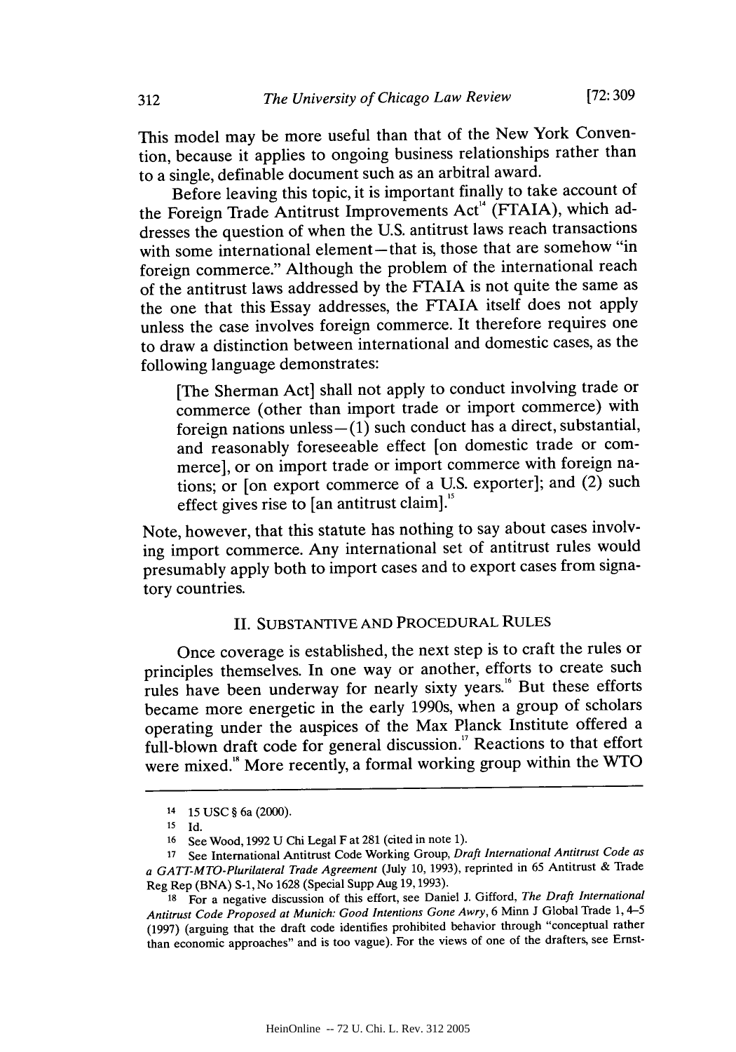This model may be more useful than that of the New York Convention, because it applies to ongoing business relationships rather than to a single, definable document such as an arbitral award.

Before leaving this topic, it is important finally to take account of the Foreign Trade Antitrust Improvements Act[14] (FTAIA), which addresses the question of when the U.S. antitrust laws reach transactions with some international element—that is, those that are somehow "in foreign commerce." Although the problem of the international reach of the antitrust laws addressed by the FTAIA is not quite the same as the one that this Essay addresses, the FTAIA itself does not apply unless the case involves foreign commerce. It therefore requires one to draw a distinction between international and domestic cases, as the following language demonstrates:

> [The Sherman Act] shall not apply to conduct involving trade or commerce (other than import trade or import commerce) with foreign nations unless—(1) such conduct has a direct, substantial, and reasonably foreseeable effect [on domestic trade or commerce], or on import trade or import commerce with foreign nations; or [on export commerce of a U.S. exporter]; and (2) such effect gives rise to [an antitrust claim].[15]

Note, however, that this statute has nothing to say about cases involving import commerce. Any international set of antitrust rules would presumably apply both to import cases and to export cases from signatory countries.

## II. SUBSTANTIVE AND PROCEDURAL RULES

Once coverage is established, the next step is to craft the rules or principles themselves. In one way or another, efforts to create such rules have been underway for nearly sixty years.[16] But these efforts became more energetic in the early 1990s, when a group of scholars operating under the auspices of the Max Planck Institute offered a full-blown draft code for general discussion.[17] Reactions to that effort were mixed.[18] More recently, a formal working group within the WTO

---

[14] 15 USC § 6a (2000).

[15] Id.

[16] See Wood, 1992 U Chi Legal F at 281 (cited in note 1).

[17] See International Antitrust Code Working Group, *Draft International Antitrust Code as a GATT-MTO-Plurilateral Trade Agreement* (July 10, 1993), reprinted in 65 Antitrust & Trade Reg Rep (BNA) S-1, No 1628 (Special Supp Aug 19, 1993).

[18] For a negative discussion of this effort, see Daniel J. Gifford, *The Draft International Antitrust Code Proposed at Munich: Good Intentions Gone Awry*, 6 Minn J Global Trade 1, 4–5 (1997) (arguing that the draft code identifies prohibited behavior through "conceptual rather than economic approaches" and is too vague). For the views of one of the drafters, see Ernst-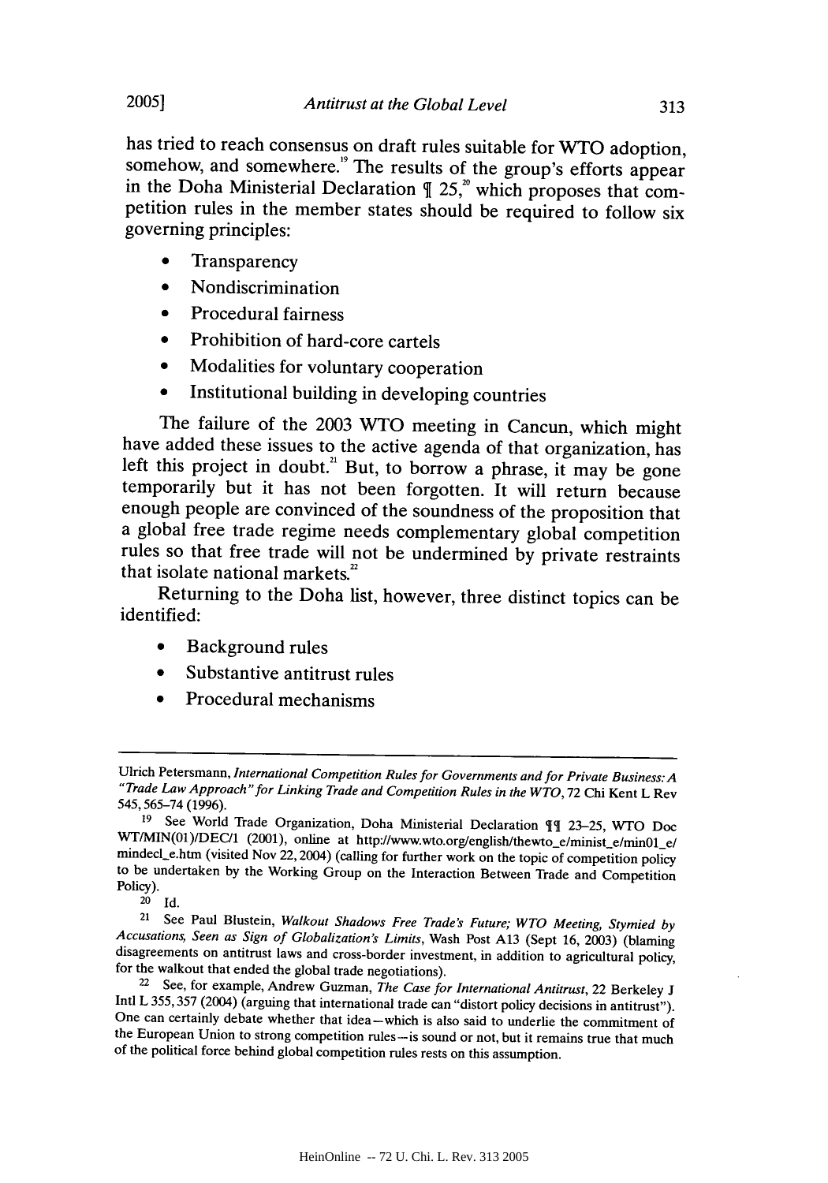has tried to reach consensus on draft rules suitable for WTO adoption, somehow, and somewhere.[19] The results of the group's efforts appear in the Doha Ministerial Declaration ¶ 25,[20] which proposes that competition rules in the member states should be required to follow six governing principles:

- Transparency
- Nondiscrimination
- Procedural fairness
- Prohibition of hard-core cartels
- Modalities for voluntary cooperation
- Institutional building in developing countries

The failure of the 2003 WTO meeting in Cancun, which might have added these issues to the active agenda of that organization, has left this project in doubt.[21] But, to borrow a phrase, it may be gone temporarily but it has not been forgotten. It will return because enough people are convinced of the soundness of the proposition that a global free trade regime needs complementary global competition rules so that free trade will not be undermined by private restraints that isolate national markets.[22]

Returning to the Doha list, however, three distinct topics can be identified:

- Background rules
- Substantive antitrust rules
- Procedural mechanisms

---

Ulrich Petersmann, *International Competition Rules for Governments and for Private Business: A "Trade Law Approach" for Linking Trade and Competition Rules in the WTO*, 72 Chi Kent L Rev 545, 565–74 (1996).

[19] See World Trade Organization, Doha Ministerial Declaration ¶¶ 23–25, WTO Doc WT/MIN(01)/DEC/1 (2001), online at http://www.wto.org/english/thewto_e/minist_e/min01_e/mindecl_e.htm (visited Nov 22, 2004) (calling for further work on the topic of competition policy to be undertaken by the Working Group on the Interaction Between Trade and Competition Policy).

[20] Id.

[21] See Paul Blustein, *Walkout Shadows Free Trade's Future; WTO Meeting, Stymied by Accusations, Seen as Sign of Globalization's Limits*, Wash Post A13 (Sept 16, 2003) (blaming disagreements on antitrust laws and cross-border investment, in addition to agricultural policy, for the walkout that ended the global trade negotiations).

[22] See, for example, Andrew Guzman, *The Case for International Antitrust*, 22 Berkeley J Intl L 355, 357 (2004) (arguing that international trade can "distort policy decisions in antitrust"). One can certainly debate whether that idea—which is also said to underlie the commitment of the European Union to strong competition rules—is sound or not, but it remains true that much of the political force behind global competition rules rests on this assumption.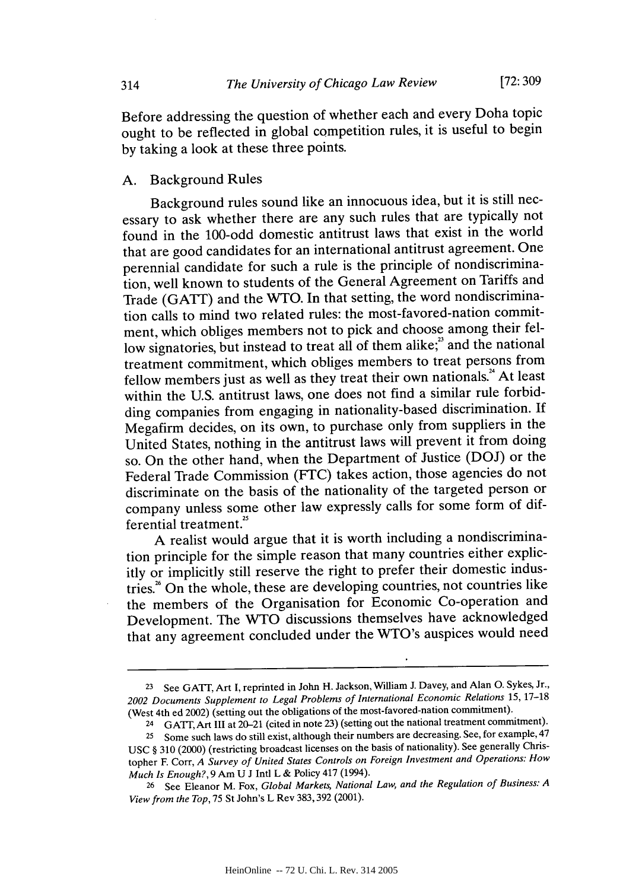Before addressing the question of whether each and every Doha topic ought to be reflected in global competition rules, it is useful to begin by taking a look at these three points.

## A. Background Rules

Background rules sound like an innocuous idea, but it is still necessary to ask whether there are any such rules that are typically not found in the 100-odd domestic antitrust laws that exist in the world that are good candidates for an international antitrust agreement. One perennial candidate for such a rule is the principle of nondiscrimination, well known to students of the General Agreement on Tariffs and Trade (GATT) and the WTO. In that setting, the word nondiscrimination calls to mind two related rules: the most-favored-nation commitment, which obliges members not to pick and choose among their fellow signatories, but instead to treat all of them alike;[23] and the national treatment commitment, which obliges members to treat persons from fellow members just as well as they treat their own nationals.[24] At least within the U.S. antitrust laws, one does not find a similar rule forbidding companies from engaging in nationality-based discrimination. If Megafirm decides, on its own, to purchase only from suppliers in the United States, nothing in the antitrust laws will prevent it from doing so. On the other hand, when the Department of Justice (DOJ) or the Federal Trade Commission (FTC) takes action, those agencies do not discriminate on the basis of the nationality of the targeted person or company unless some other law expressly calls for some form of differential treatment.[25]

A realist would argue that it is worth including a nondiscrimination principle for the simple reason that many countries either explicitly or implicitly still reserve the right to prefer their domestic industries.[26] On the whole, these are developing countries, not countries like the members of the Organisation for Economic Co-operation and Development. The WTO discussions themselves have acknowledged that any agreement concluded under the WTO's auspices would need

---

23 See GATT, Art I, reprinted in John H. Jackson, William J. Davey, and Alan O. Sykes, Jr., *2002 Documents Supplement to Legal Problems of International Economic Relations* 15, 17–18 (West 4th ed 2002) (setting out the obligations of the most-favored-nation commitment).

24 GATT, Art III at 20–21 (cited in note 23) (setting out the national treatment commitment).

25 Some such laws do still exist, although their numbers are decreasing. See, for example, 47 USC § 310 (2000) (restricting broadcast licenses on the basis of nationality). See generally Christopher F. Corr, *A Survey of United States Controls on Foreign Investment and Operations: How Much Is Enough?*, 9 Am U J Intl L & Policy 417 (1994).

26 See Eleanor M. Fox, *Global Markets, National Law, and the Regulation of Business: A View from the Top*, 75 St John's L Rev 383, 392 (2001).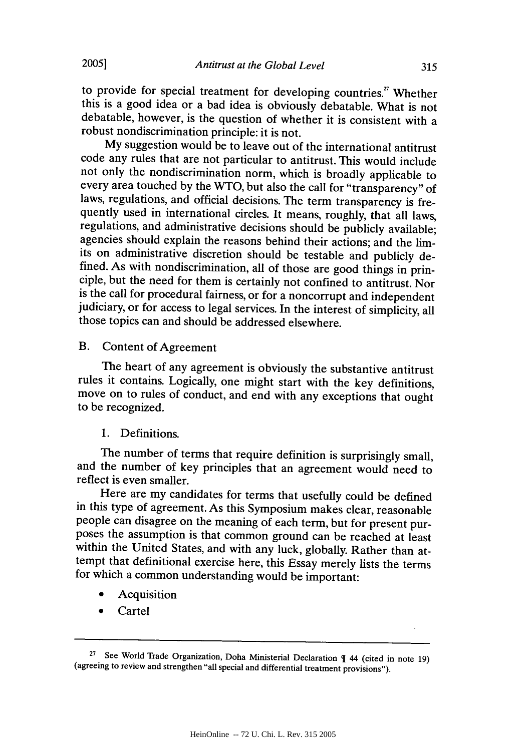to provide for special treatment for developing countries.[27] Whether this is a good idea or a bad idea is obviously debatable. What is not debatable, however, is the question of whether it is consistent with a robust nondiscrimination principle: it is not.

My suggestion would be to leave out of the international antitrust code any rules that are not particular to antitrust. This would include not only the nondiscrimination norm, which is broadly applicable to every area touched by the WTO, but also the call for "transparency" of laws, regulations, and official decisions. The term transparency is frequently used in international circles. It means, roughly, that all laws, regulations, and administrative decisions should be publicly available; agencies should explain the reasons behind their actions; and the limits on administrative discretion should be testable and publicly defined. As with nondiscrimination, all of those are good things in principle, but the need for them is certainly not confined to antitrust. Nor is the call for procedural fairness, or for a noncorrupt and independent judiciary, or for access to legal services. In the interest of simplicity, all those topics can and should be addressed elsewhere.

## B. Content of Agreement

The heart of any agreement is obviously the substantive antitrust rules it contains. Logically, one might start with the key definitions, move on to rules of conduct, and end with any exceptions that ought to be recognized.

### 1. Definitions.

The number of terms that require definition is surprisingly small, and the number of key principles that an agreement would need to reflect is even smaller.

Here are my candidates for terms that usefully could be defined in this type of agreement. As this Symposium makes clear, reasonable people can disagree on the meaning of each term, but for present purposes the assumption is that common ground can be reached at least within the United States, and with any luck, globally. Rather than attempt that definitional exercise here, this Essay merely lists the terms for which a common understanding would be important:

- Acquisition
- Cartel

---

[27] See World Trade Organization, Doha Ministerial Declaration ¶ 44 (cited in note 19) (agreeing to review and strengthen "all special and differential treatment provisions").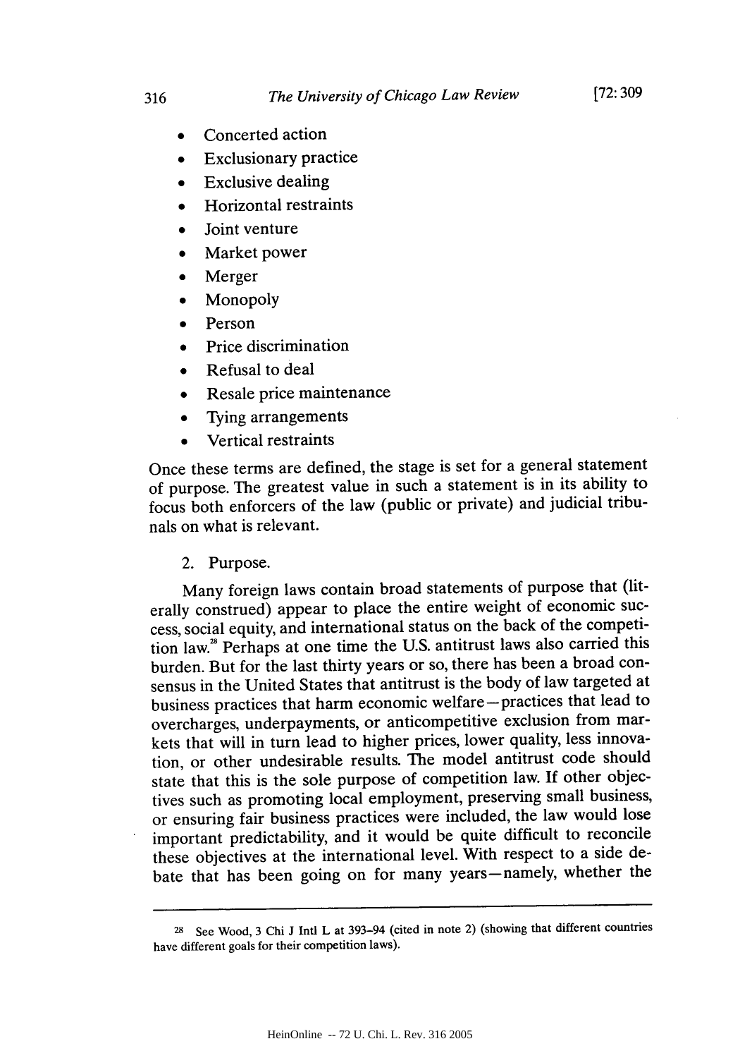- Concerted action
- Exclusionary practice
- Exclusive dealing
- Horizontal restraints
- Joint venture
- Market power
- Merger
- Monopoly
- Person
- Price discrimination
- Refusal to deal
- Resale price maintenance
- Tying arrangements
- Vertical restraints

Once these terms are defined, the stage is set for a general statement of purpose. The greatest value in such a statement is in its ability to focus both enforcers of the law (public or private) and judicial tribunals on what is relevant.

2. Purpose.

Many foreign laws contain broad statements of purpose that (literally construed) appear to place the entire weight of economic success, social equity, and international status on the back of the competition law.[28] Perhaps at one time the U.S. antitrust laws also carried this burden. But for the last thirty years or so, there has been a broad consensus in the United States that antitrust is the body of law targeted at business practices that harm economic welfare—practices that lead to overcharges, underpayments, or anticompetitive exclusion from markets that will in turn lead to higher prices, lower quality, less innovation, or other undesirable results. The model antitrust code should state that this is the sole purpose of competition law. If other objectives such as promoting local employment, preserving small business, or ensuring fair business practices were included, the law would lose important predictability, and it would be quite difficult to reconcile these objectives at the international level. With respect to a side debate that has been going on for many years—namely, whether the

---

[28] See Wood, 3 Chi J Intl L at 393–94 (cited in note 2) (showing that different countries have different goals for their competition laws).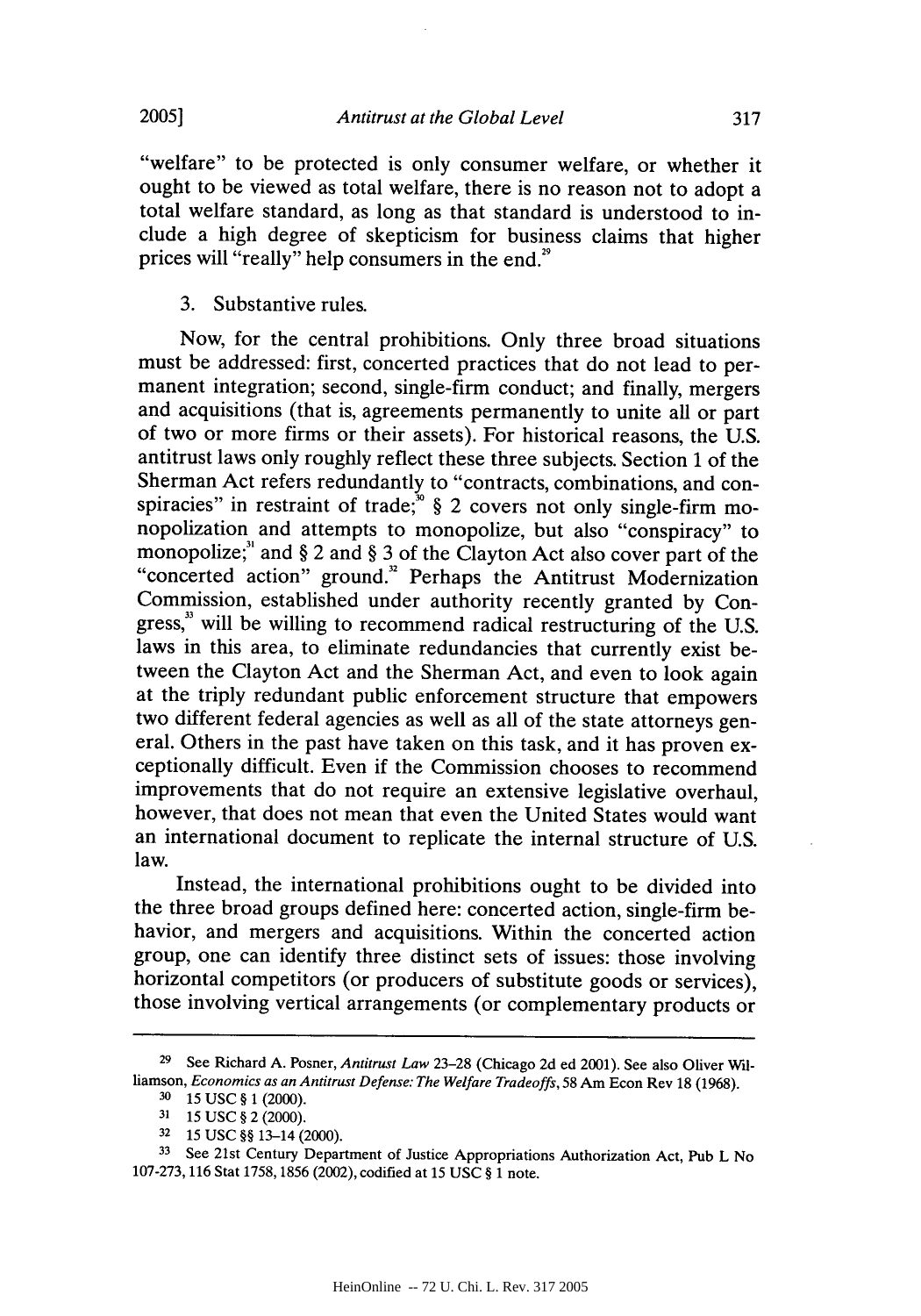"welfare" to be protected is only consumer welfare, or whether it ought to be viewed as total welfare, there is no reason not to adopt a total welfare standard, as long as that standard is understood to include a high degree of skepticism for business claims that higher prices will "really" help consumers in the end.[29]

3. Substantive rules.

Now, for the central prohibitions. Only three broad situations must be addressed: first, concerted practices that do not lead to permanent integration; second, single-firm conduct; and finally, mergers and acquisitions (that is, agreements permanently to unite all or part of two or more firms or their assets). For historical reasons, the U.S. antitrust laws only roughly reflect these three subjects. Section 1 of the Sherman Act refers redundantly to "contracts, combinations, and conspiracies" in restraint of trade;[30] § 2 covers not only single-firm monopolization and attempts to monopolize, but also "conspiracy" to monopolize;[31] and § 2 and § 3 of the Clayton Act also cover part of the "concerted action" ground.[32] Perhaps the Antitrust Modernization Commission, established under authority recently granted by Congress,[33] will be willing to recommend radical restructuring of the U.S. laws in this area, to eliminate redundancies that currently exist between the Clayton Act and the Sherman Act, and even to look again at the triply redundant public enforcement structure that empowers two different federal agencies as well as all of the state attorneys general. Others in the past have taken on this task, and it has proven exceptionally difficult. Even if the Commission chooses to recommend improvements that do not require an extensive legislative overhaul, however, that does not mean that even the United States would want an international document to replicate the internal structure of U.S. law.

Instead, the international prohibitions ought to be divided into the three broad groups defined here: concerted action, single-firm behavior, and mergers and acquisitions. Within the concerted action group, one can identify three distinct sets of issues: those involving horizontal competitors (or producers of substitute goods or services), those involving vertical arrangements (or complementary products or

---

[29] See Richard A. Posner, *Antitrust Law* 23–28 (Chicago 2d ed 2001). See also Oliver Williamson, *Economics as an Antitrust Defense: The Welfare Tradeoffs*, 58 Am Econ Rev 18 (1968).

[30] 15 USC § 1 (2000).

[31] 15 USC § 2 (2000).

[32] 15 USC §§ 13–14 (2000).

[33] See 21st Century Department of Justice Appropriations Authorization Act, Pub L No 107-273, 116 Stat 1758, 1856 (2002), codified at 15 USC § 1 note.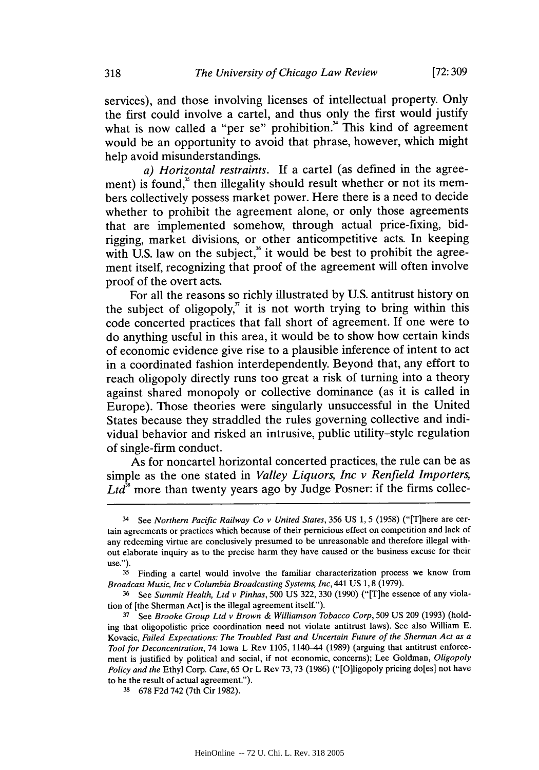services), and those involving licenses of intellectual property. Only the first could involve a cartel, and thus only the first would justify what is now called a "per se" prohibition.[34] This kind of agreement would be an opportunity to avoid that phrase, however, which might help avoid misunderstandings.

*a) Horizontal restraints.* If a cartel (as defined in the agreement) is found,[35] then illegality should result whether or not its members collectively possess market power. Here there is a need to decide whether to prohibit the agreement alone, or only those agreements that are implemented somehow, through actual price-fixing, bid-rigging, market divisions, or other anticompetitive acts. In keeping with U.S. law on the subject,[36] it would be best to prohibit the agreement itself, recognizing that proof of the agreement will often involve proof of the overt acts.

For all the reasons so richly illustrated by U.S. antitrust history on the subject of oligopoly,[37] it is not worth trying to bring within this code concerted practices that fall short of agreement. If one were to do anything useful in this area, it would be to show how certain kinds of economic evidence give rise to a plausible inference of intent to act in a coordinated fashion interdependently. Beyond that, any effort to reach oligopoly directly runs too great a risk of turning into a theory against shared monopoly or collective dominance (as it is called in Europe). Those theories were singularly unsuccessful in the United States because they straddled the rules governing collective and individual behavior and risked an intrusive, public utility–style regulation of single-firm conduct.

As for noncartel horizontal concerted practices, the rule can be as simple as the one stated in *Valley Liquors, Inc v Renfield Importers, Ltd*[38] more than twenty years ago by Judge Posner: if the firms collec-

---

[34] See *Northern Pacific Railway Co v United States*, 356 US 1, 5 (1958) ("[T]here are certain agreements or practices which because of their pernicious effect on competition and lack of any redeeming virtue are conclusively presumed to be unreasonable and therefore illegal without elaborate inquiry as to the precise harm they have caused or the business excuse for their use.").

[35] Finding a cartel would involve the familiar characterization process we know from *Broadcast Music, Inc v Columbia Broadcasting Systems, Inc*, 441 US 1, 8 (1979).

[36] See *Summit Health, Ltd v Pinhas*, 500 US 322, 330 (1990) ("[T]he essence of any violation of [the Sherman Act] is the illegal agreement itself.").

[37] See *Brooke Group Ltd v Brown & Williamson Tobacco Corp*, 509 US 209 (1993) (holding that oligopolistic price coordination need not violate antitrust laws). See also William E. Kovacic, *Failed Expectations: The Troubled Past and Uncertain Future of the Sherman Act as a Tool for Deconcentration*, 74 Iowa L Rev 1105, 1140–44 (1989) (arguing that antitrust enforcement is justified by political and social, if not economic, concerns); Lee Goldman, *Oligopoly Policy and the* Ethyl Corp. *Case*, 65 Or L Rev 73, 73 (1986) ("[O]ligopoly pricing do[es] not have to be the result of actual agreement.").

[38] 678 F2d 742 (7th Cir 1982).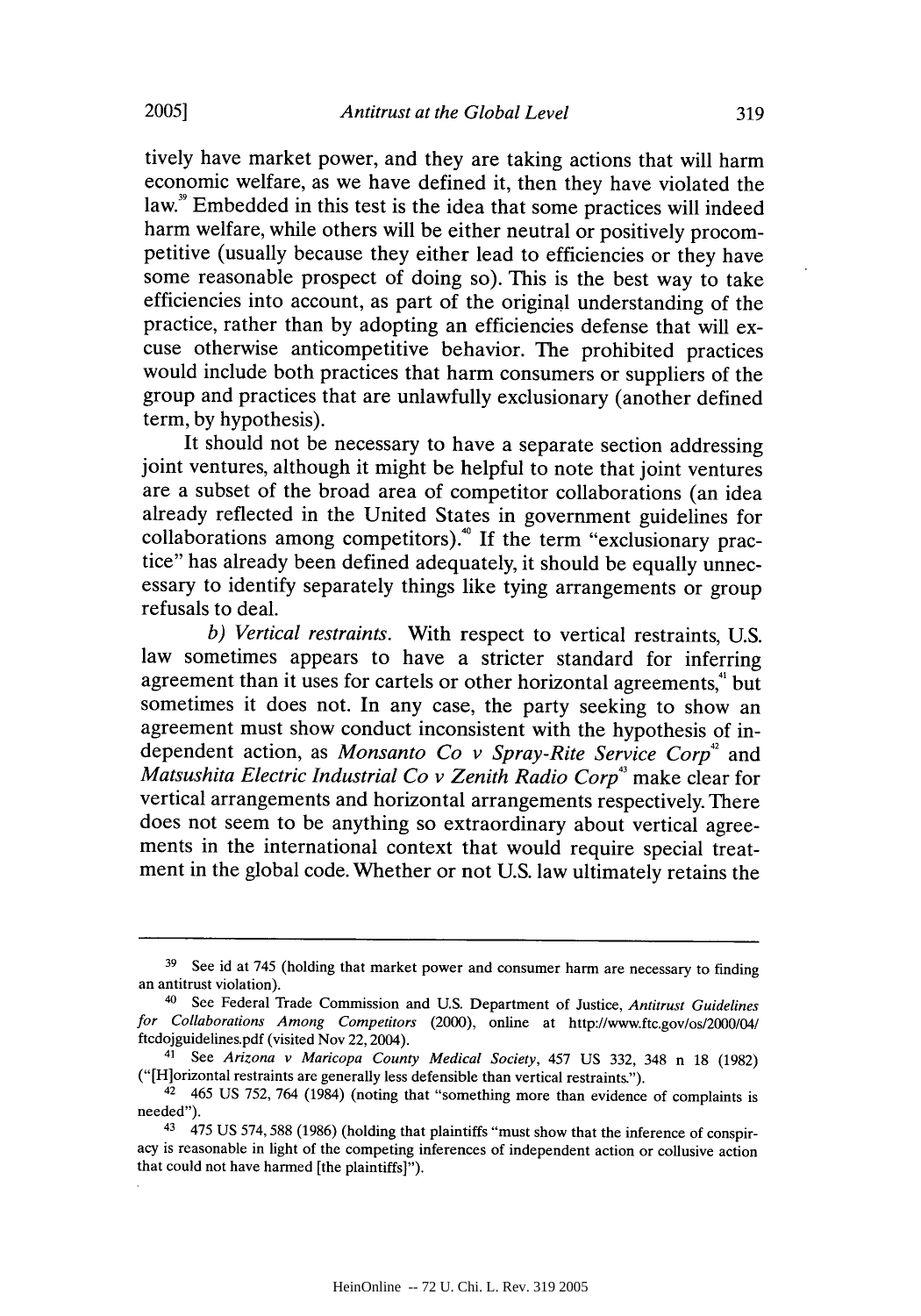tively have market power, and they are taking actions that will harm economic welfare, as we have defined it, then they have violated the law.[39] Embedded in this test is the idea that some practices will indeed harm welfare, while others will be either neutral or positively procompetitive (usually because they either lead to efficiencies or they have some reasonable prospect of doing so). This is the best way to take efficiencies into account, as part of the original understanding of the practice, rather than by adopting an efficiencies defense that will excuse otherwise anticompetitive behavior. The prohibited practices would include both practices that harm consumers or suppliers of the group and practices that are unlawfully exclusionary (another defined term, by hypothesis).

It should not be necessary to have a separate section addressing joint ventures, although it might be helpful to note that joint ventures are a subset of the broad area of competitor collaborations (an idea already reflected in the United States in government guidelines for collaborations among competitors).[40] If the term "exclusionary practice" has already been defined adequately, it should be equally unnecessary to identify separately things like tying arrangements or group refusals to deal.

*b) Vertical restraints.* With respect to vertical restraints, U.S. law sometimes appears to have a stricter standard for inferring agreement than it uses for cartels or other horizontal agreements,[41] but sometimes it does not. In any case, the party seeking to show an agreement must show conduct inconsistent with the hypothesis of independent action, as *Monsanto Co v Spray-Rite Service Corp*[42] and *Matsushita Electric Industrial Co v Zenith Radio Corp*[43] make clear for vertical arrangements and horizontal arrangements respectively. There does not seem to be anything so extraordinary about vertical agreements in the international context that would require special treatment in the global code. Whether or not U.S. law ultimately retains the

---

[39] See id at 745 (holding that market power and consumer harm are necessary to finding an antitrust violation).

[40] See Federal Trade Commission and U.S. Department of Justice, *Antitrust Guidelines for Collaborations Among Competitors* (2000), online at http://www.ftc.gov/os/2000/04/ftcdojguidelines.pdf (visited Nov 22, 2004).

[41] See *Arizona v Maricopa County Medical Society*, 457 US 332, 348 n 18 (1982) ("[H]orizontal restraints are generally less defensible than vertical restraints.").

[42] 465 US 752, 764 (1984) (noting that "something more than evidence of complaints is needed").

[43] 475 US 574, 588 (1986) (holding that plaintiffs "must show that the inference of conspiracy is reasonable in light of the competing inferences of independent action or collusive action that could not have harmed [the plaintiffs]").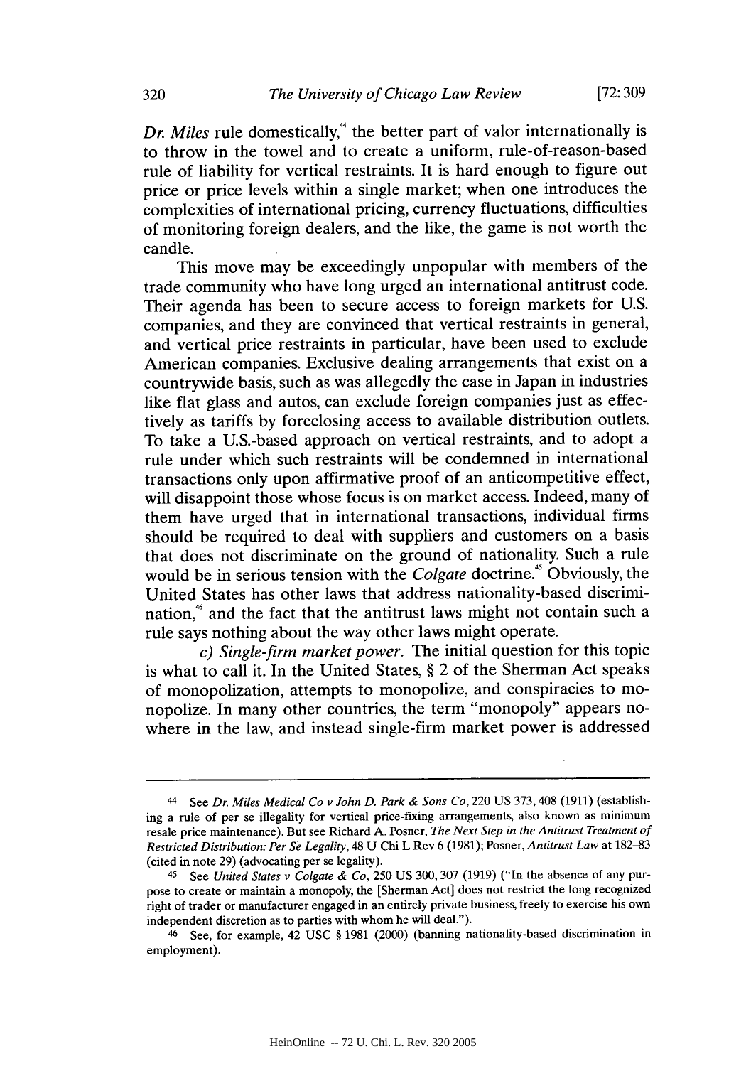*Dr. Miles* rule domestically,[44] the better part of valor internationally is to throw in the towel and to create a uniform, rule-of-reason-based rule of liability for vertical restraints. It is hard enough to figure out price or price levels within a single market; when one introduces the complexities of international pricing, currency fluctuations, difficulties of monitoring foreign dealers, and the like, the game is not worth the candle.

This move may be exceedingly unpopular with members of the trade community who have long urged an international antitrust code. Their agenda has been to secure access to foreign markets for U.S. companies, and they are convinced that vertical restraints in general, and vertical price restraints in particular, have been used to exclude American companies. Exclusive dealing arrangements that exist on a countrywide basis, such as was allegedly the case in Japan in industries like flat glass and autos, can exclude foreign companies just as effectively as tariffs by foreclosing access to available distribution outlets. To take a U.S.-based approach on vertical restraints, and to adopt a rule under which such restraints will be condemned in international transactions only upon affirmative proof of an anticompetitive effect, will disappoint those whose focus is on market access. Indeed, many of them have urged that in international transactions, individual firms should be required to deal with suppliers and customers on a basis that does not discriminate on the ground of nationality. Such a rule would be in serious tension with the *Colgate* doctrine.[45] Obviously, the United States has other laws that address nationality-based discrimination,[46] and the fact that the antitrust laws might not contain such a rule says nothing about the way other laws might operate.

*c) Single-firm market power.* The initial question for this topic is what to call it. In the United States, § 2 of the Sherman Act speaks of monopolization, attempts to monopolize, and conspiracies to monopolize. In many other countries, the term "monopoly" appears nowhere in the law, and instead single-firm market power is addressed

---

44 See *Dr. Miles Medical Co v John D. Park & Sons Co*, 220 US 373, 408 (1911) (establishing a rule of per se illegality for vertical price-fixing arrangements, also known as minimum resale price maintenance). But see Richard A. Posner, *The Next Step in the Antitrust Treatment of Restricted Distribution: Per Se Legality*, 48 U Chi L Rev 6 (1981); Posner, *Antitrust Law* at 182–83 (cited in note 29) (advocating per se legality).

45 See *United States v Colgate & Co*, 250 US 300, 307 (1919) ("In the absence of any purpose to create or maintain a monopoly, the [Sherman Act] does not restrict the long recognized right of trader or manufacturer engaged in an entirely private business, freely to exercise his own independent discretion as to parties with whom he will deal.").

46 See, for example, 42 USC § 1981 (2000) (banning nationality-based discrimination in employment).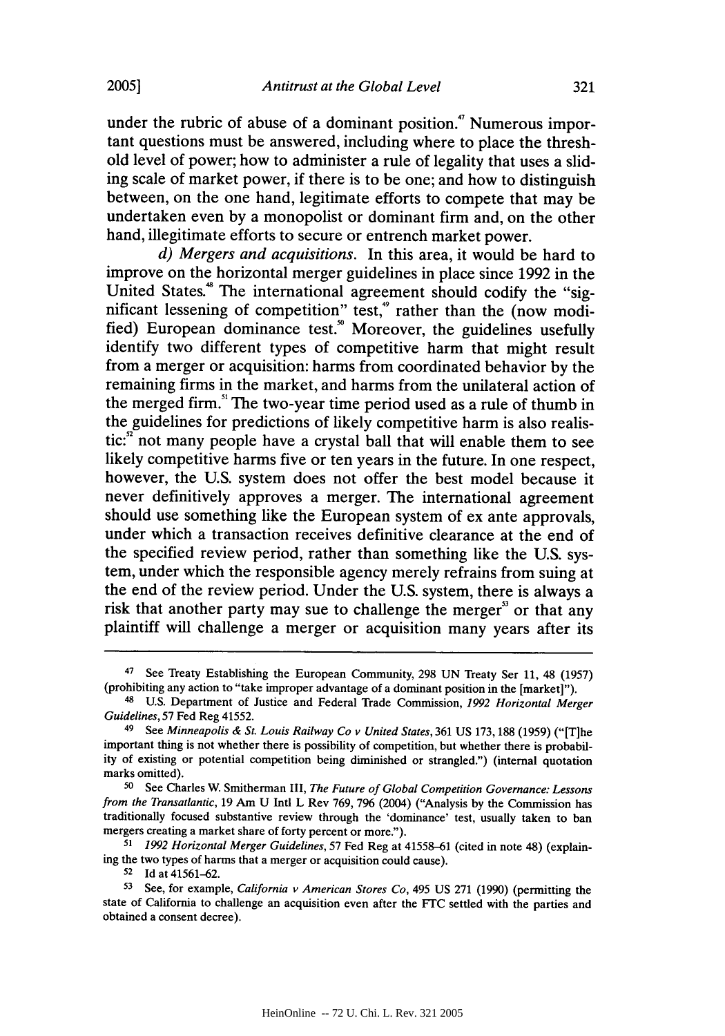under the rubric of abuse of a dominant position.[47] Numerous important questions must be answered, including where to place the threshold level of power; how to administer a rule of legality that uses a sliding scale of market power, if there is to be one; and how to distinguish between, on the one hand, legitimate efforts to compete that may be undertaken even by a monopolist or dominant firm and, on the other hand, illegitimate efforts to secure or entrench market power.

*d) Mergers and acquisitions.* In this area, it would be hard to improve on the horizontal merger guidelines in place since 1992 in the United States.[48] The international agreement should codify the "significant lessening of competition" test,[49] rather than the (now modified) European dominance test.[50] Moreover, the guidelines usefully identify two different types of competitive harm that might result from a merger or acquisition: harms from coordinated behavior by the remaining firms in the market, and harms from the unilateral action of the merged firm.[51] The two-year time period used as a rule of thumb in the guidelines for predictions of likely competitive harm is also realistic:[52] not many people have a crystal ball that will enable them to see likely competitive harms five or ten years in the future. In one respect, however, the U.S. system does not offer the best model because it never definitively approves a merger. The international agreement should use something like the European system of ex ante approvals, under which a transaction receives definitive clearance at the end of the specified review period, rather than something like the U.S. system, under which the responsible agency merely refrains from suing at the end of the review period. Under the U.S. system, there is always a risk that another party may sue to challenge the merger[53] or that any plaintiff will challenge a merger or acquisition many years after its

---

[47] See Treaty Establishing the European Community, 298 UN Treaty Ser 11, 48 (1957) (prohibiting any action to "take improper advantage of a dominant position in the [market]").

[48] U.S. Department of Justice and Federal Trade Commission, *1992 Horizontal Merger Guidelines*, 57 Fed Reg 41552.

[49] See *Minneapolis & St. Louis Railway Co v United States*, 361 US 173, 188 (1959) ("[T]he important thing is not whether there is possibility of competition, but whether there is probability of existing or potential competition being diminished or strangled.") (internal quotation marks omitted).

[50] See Charles W. Smitherman III, *The Future of Global Competition Governance: Lessons from the Transatlantic*, 19 Am U Intl L Rev 769, 796 (2004) ("Analysis by the Commission has traditionally focused substantive review through the 'dominance' test, usually taken to ban mergers creating a market share of forty percent or more.").

[51] *1992 Horizontal Merger Guidelines*, 57 Fed Reg at 41558–61 (cited in note 48) (explaining the two types of harms that a merger or acquisition could cause).

[52] Id at 41561–62.

[53] See, for example, *California v American Stores Co*, 495 US 271 (1990) (permitting the state of California to challenge an acquisition even after the FTC settled with the parties and obtained a consent decree).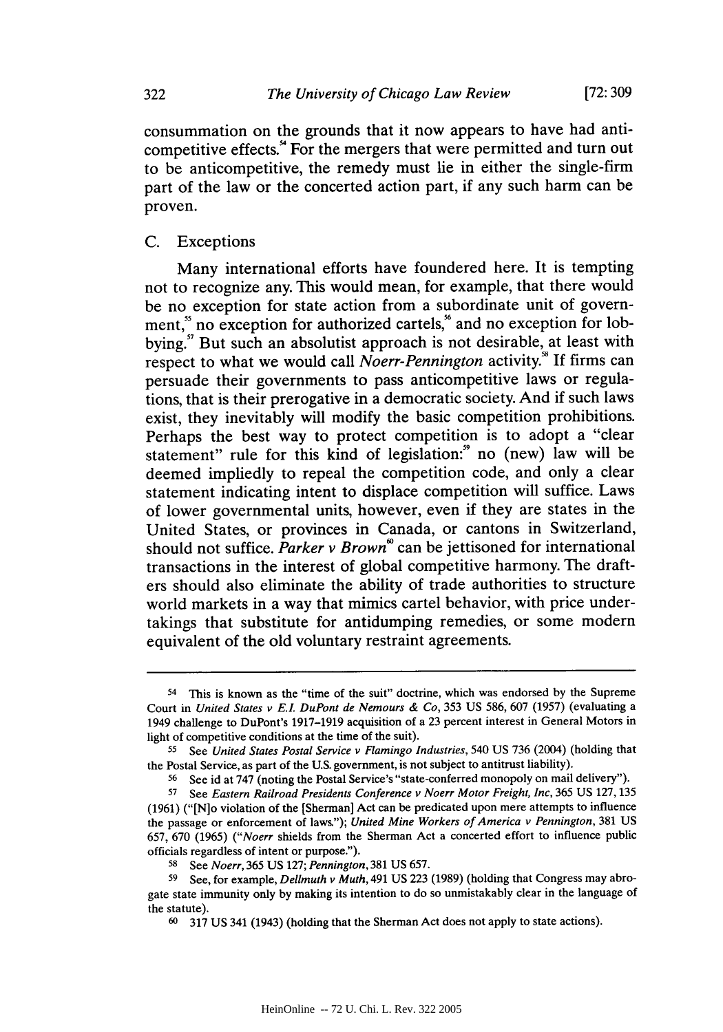consummation on the grounds that it now appears to have had anticompetitive effects.[54] For the mergers that were permitted and turn out to be anticompetitive, the remedy must lie in either the single-firm part of the law or the concerted action part, if any such harm can be proven.

### C. Exceptions

Many international efforts have foundered here. It is tempting not to recognize any. This would mean, for example, that there would be no exception for state action from a subordinate unit of government,[55] no exception for authorized cartels,[56] and no exception for lobbying.[57] But such an absolutist approach is not desirable, at least with respect to what we would call *Noerr-Pennington* activity.[58] If firms can persuade their governments to pass anticompetitive laws or regulations, that is their prerogative in a democratic society. And if such laws exist, they inevitably will modify the basic competition prohibitions. Perhaps the best way to protect competition is to adopt a "clear statement" rule for this kind of legislation:[59] no (new) law will be deemed impliedly to repeal the competition code, and only a clear statement indicating intent to displace competition will suffice. Laws of lower governmental units, however, even if they are states in the United States, or provinces in Canada, or cantons in Switzerland, should not suffice. *Parker v Brown*[60] can be jettisoned for international transactions in the interest of global competitive harmony. The drafters should also eliminate the ability of trade authorities to structure world markets in a way that mimics cartel behavior, with price undertakings that substitute for antidumping remedies, or some modern equivalent of the old voluntary restraint agreements.

---

[54] This is known as the "time of the suit" doctrine, which was endorsed by the Supreme Court in *United States v E.I. DuPont de Nemours & Co*, 353 US 586, 607 (1957) (evaluating a 1949 challenge to DuPont's 1917–1919 acquisition of a 23 percent interest in General Motors in light of competitive conditions at the time of the suit).

[55] See *United States Postal Service v Flamingo Industries*, 540 US 736 (2004) (holding that the Postal Service, as part of the U.S. government, is not subject to antitrust liability).

[56] See id at 747 (noting the Postal Service's "state-conferred monopoly on mail delivery").

[57] See *Eastern Railroad Presidents Conference v Noerr Motor Freight, Inc*, 365 US 127, 135 (1961) ("[N]o violation of the [Sherman] Act can be predicated upon mere attempts to influence the passage or enforcement of laws."); *United Mine Workers of America v Pennington*, 381 US 657, 670 (1965) ("*Noerr* shields from the Sherman Act a concerted effort to influence public officials regardless of intent or purpose.").

[58] See *Noerr*, 365 US 127; *Pennington*, 381 US 657.

[59] See, for example, *Dellmuth v Muth*, 491 US 223 (1989) (holding that Congress may abrogate state immunity only by making its intention to do so unmistakably clear in the language of the statute).

[60] 317 US 341 (1943) (holding that the Sherman Act does not apply to state actions).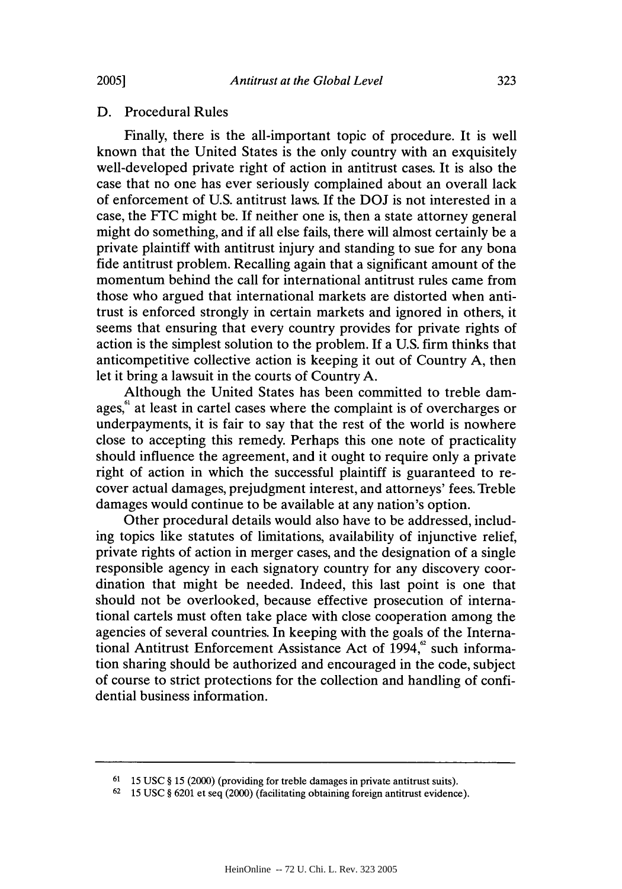## D. Procedural Rules

Finally, there is the all-important topic of procedure. It is well known that the United States is the only country with an exquisitely well-developed private right of action in antitrust cases. It is also the case that no one has ever seriously complained about an overall lack of enforcement of U.S. antitrust laws. If the DOJ is not interested in a case, the FTC might be. If neither one is, then a state attorney general might do something, and if all else fails, there will almost certainly be a private plaintiff with antitrust injury and standing to sue for any bona fide antitrust problem. Recalling again that a significant amount of the momentum behind the call for international antitrust rules came from those who argued that international markets are distorted when antitrust is enforced strongly in certain markets and ignored in others, it seems that ensuring that every country provides for private rights of action is the simplest solution to the problem. If a U.S. firm thinks that anticompetitive collective action is keeping it out of Country A, then let it bring a lawsuit in the courts of Country A.

Although the United States has been committed to treble damages,[61] at least in cartel cases where the complaint is of overcharges or underpayments, it is fair to say that the rest of the world is nowhere close to accepting this remedy. Perhaps this one note of practicality should influence the agreement, and it ought to require only a private right of action in which the successful plaintiff is guaranteed to recover actual damages, prejudgment interest, and attorneys' fees. Treble damages would continue to be available at any nation's option.

Other procedural details would also have to be addressed, including topics like statutes of limitations, availability of injunctive relief, private rights of action in merger cases, and the designation of a single responsible agency in each signatory country for any discovery coordination that might be needed. Indeed, this last point is one that should not be overlooked, because effective prosecution of international cartels must often take place with close cooperation among the agencies of several countries. In keeping with the goals of the International Antitrust Enforcement Assistance Act of 1994,[62] such information sharing should be authorized and encouraged in the code, subject of course to strict protections for the collection and handling of confidential business information.

---

[61] 15 USC § 15 (2000) (providing for treble damages in private antitrust suits).

[62] 15 USC § 6201 et seq (2000) (facilitating obtaining foreign antitrust evidence).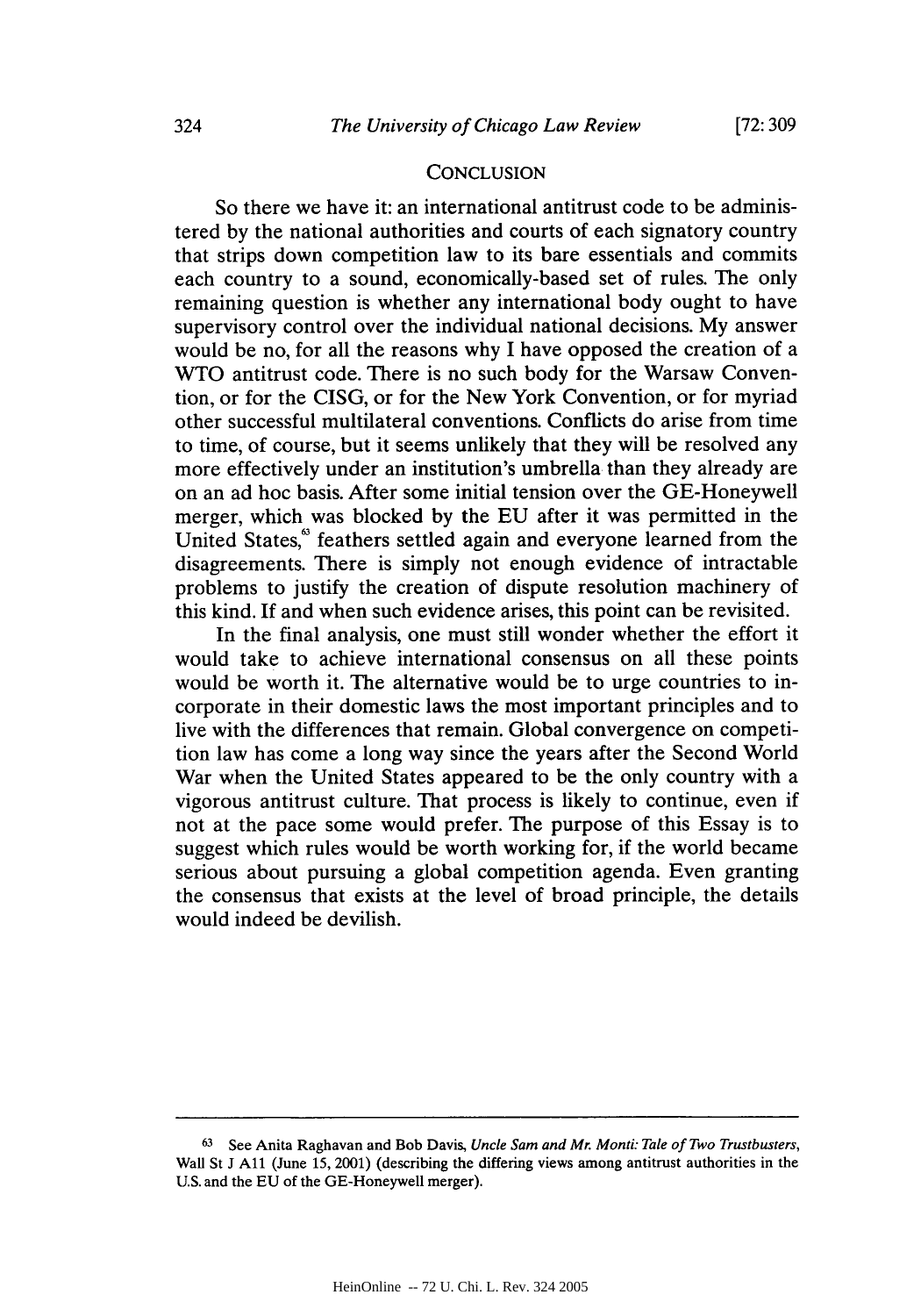## CONCLUSION

So there we have it: an international antitrust code to be administered by the national authorities and courts of each signatory country that strips down competition law to its bare essentials and commits each country to a sound, economically-based set of rules. The only remaining question is whether any international body ought to have supervisory control over the individual national decisions. My answer would be no, for all the reasons why I have opposed the creation of a WTO antitrust code. There is no such body for the Warsaw Convention, or for the CISG, or for the New York Convention, or for myriad other successful multilateral conventions. Conflicts do arise from time to time, of course, but it seems unlikely that they will be resolved any more effectively under an institution's umbrella than they already are on an ad hoc basis. After some initial tension over the GE-Honeywell merger, which was blocked by the EU after it was permitted in the United States,[63] feathers settled again and everyone learned from the disagreements. There is simply not enough evidence of intractable problems to justify the creation of dispute resolution machinery of this kind. If and when such evidence arises, this point can be revisited.

In the final analysis, one must still wonder whether the effort it would take to achieve international consensus on all these points would be worth it. The alternative would be to urge countries to incorporate in their domestic laws the most important principles and to live with the differences that remain. Global convergence on competition law has come a long way since the years after the Second World War when the United States appeared to be the only country with a vigorous antitrust culture. That process is likely to continue, even if not at the pace some would prefer. The purpose of this Essay is to suggest which rules would be worth working for, if the world became serious about pursuing a global competition agenda. Even granting the consensus that exists at the level of broad principle, the details would indeed be devilish.

---

[63] See Anita Raghavan and Bob Davis, *Uncle Sam and Mr. Monti: Tale of Two Trustbusters*, Wall St J A11 (June 15, 2001) (describing the differing views among antitrust authorities in the U.S. and the EU of the GE-Honeywell merger).